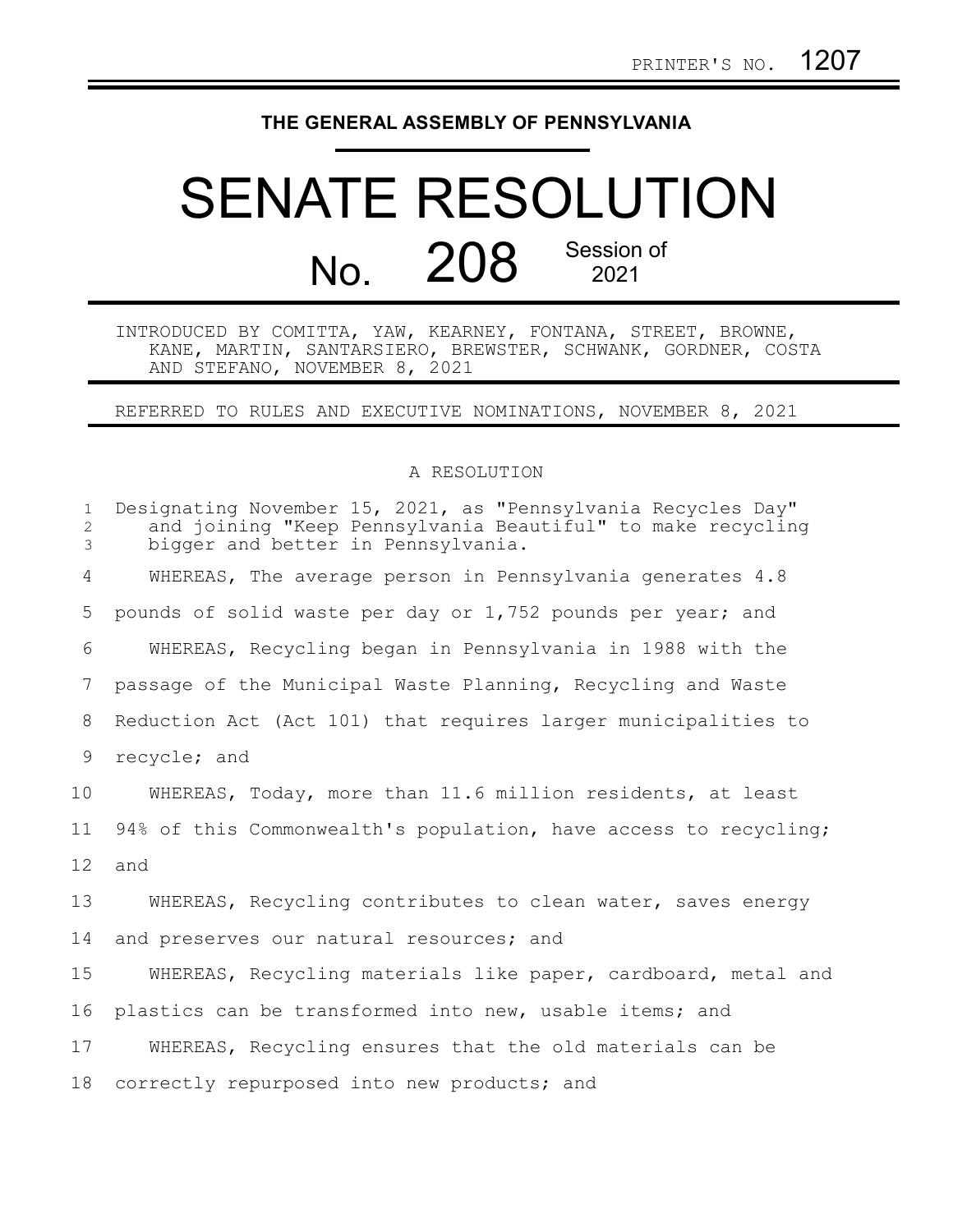PRINTER'S NO. 1207

THE GENERAL ASSEMBLY OF PENNSYLVANIA

# SENATE RESOLUTION

## No. 208 Session of 2021

INTRODUCED BY COMITTA, YAW, KEARNEY, FONTANA, STREET, BROWNE, KANE, MARTIN, SANTARSIERO, BREWSTER, SCHWANK, GORDNER, COSTA AND STEFANO, NOVEMBER 8, 2021

REFERRED TO RULES AND EXECUTIVE NOMINATIONS, NOVEMBER 8, 2021

A RESOLUTION

Designating November 15, 2021, as "Pennsylvania Recycles Day" and joining "Keep Pennsylvania Beautiful" to make recycling bigger and better in Pennsylvania.

WHEREAS, The average person in Pennsylvania generates 4.8 pounds of solid waste per day or 1,752 pounds per year; and

WHEREAS, Recycling began in Pennsylvania in 1988 with the passage of the Municipal Waste Planning, Recycling and Waste Reduction Act (Act 101) that requires larger municipalities to recycle; and

WHEREAS, Today, more than 11.6 million residents, at least 94% of this Commonwealth's population, have access to recycling; and

WHEREAS, Recycling contributes to clean water, saves energy and preserves our natural resources; and

WHEREAS, Recycling materials like paper, cardboard, metal and plastics can be transformed into new, usable items; and

WHEREAS, Recycling ensures that the old materials can be correctly repurposed into new products; and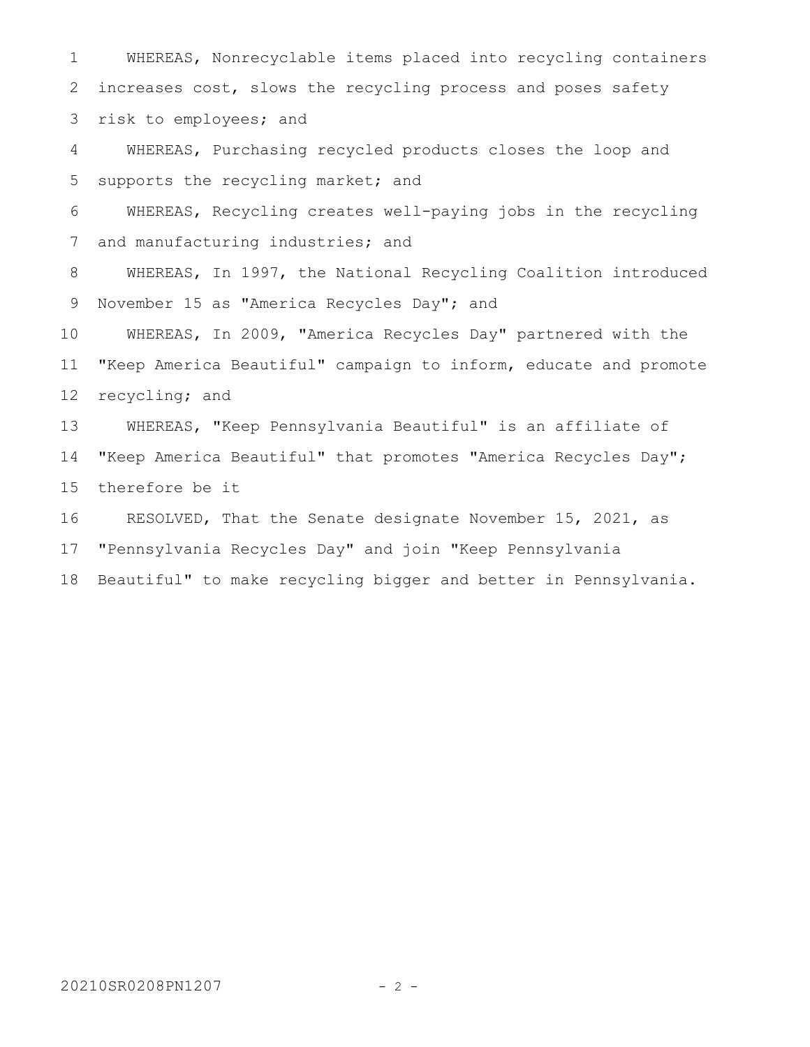WHEREAS, Nonrecyclable items placed into recycling containers increases cost, slows the recycling process and poses safety risk to employees; and

WHEREAS, Purchasing recycled products closes the loop and supports the recycling market; and

WHEREAS, Recycling creates well-paying jobs in the recycling and manufacturing industries; and

WHEREAS, In 1997, the National Recycling Coalition introduced November 15 as "America Recycles Day"; and

WHEREAS, In 2009, "America Recycles Day" partnered with the "Keep America Beautiful" campaign to inform, educate and promote recycling; and

WHEREAS, "Keep Pennsylvania Beautiful" is an affiliate of "Keep America Beautiful" that promotes "America Recycles Day"; therefore be it

RESOLVED, That the Senate designate November 15, 2021, as "Pennsylvania Recycles Day" and join "Keep Pennsylvania Beautiful" to make recycling bigger and better in Pennsylvania.